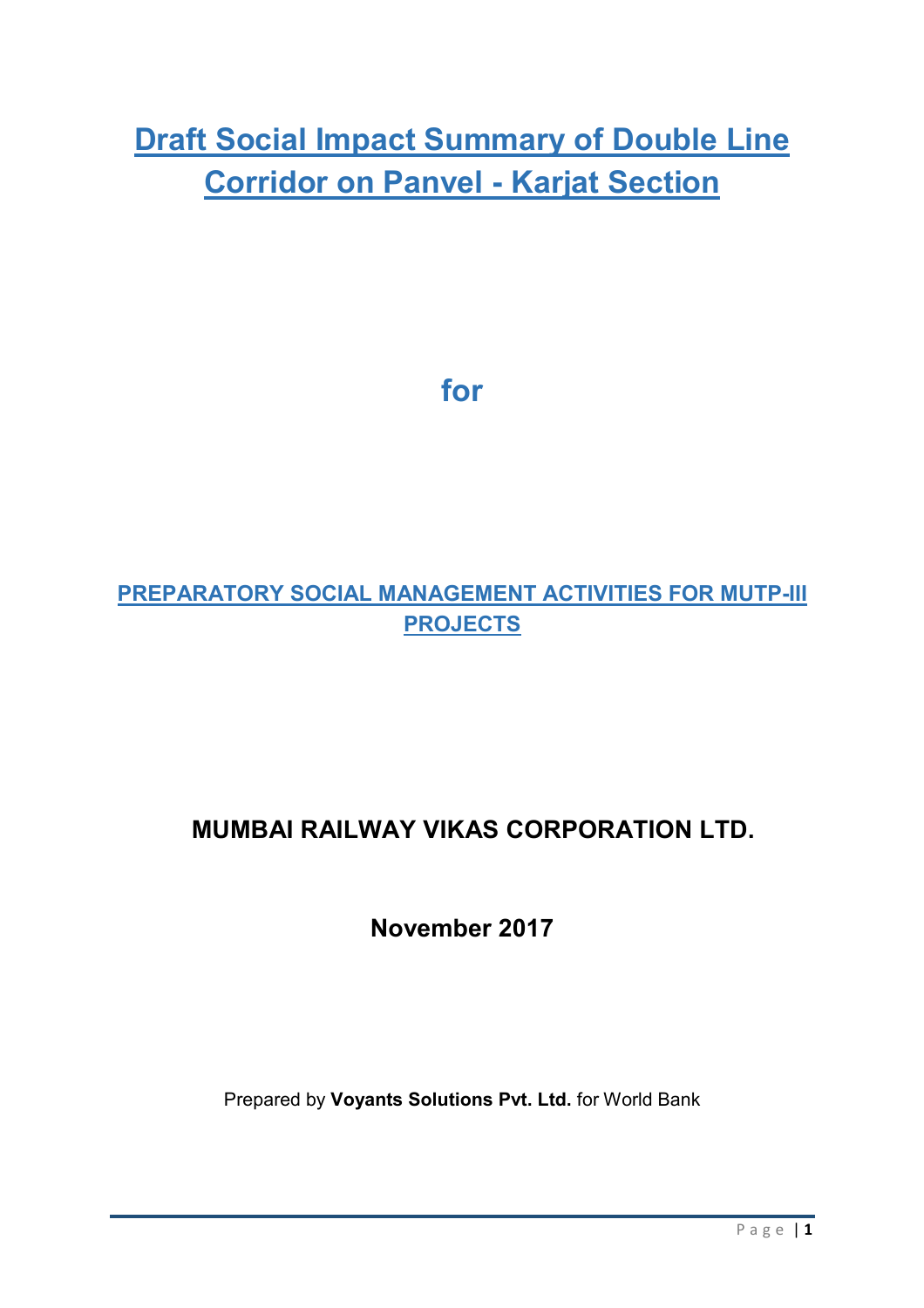# Draft Social Impact Summary of Double Line Corridor on Panvel - Karjat Section

## for

### PREPARATORY SOCIAL MANAGEMENT ACTIVITIES FOR MUTP-III PROJECTS

**MUMBAI RAILWAY VIKAS CORPORATION LTD.**

**November 2017**

Prepared by **Voyants Solutions Pvt. Ltd.** for World Bank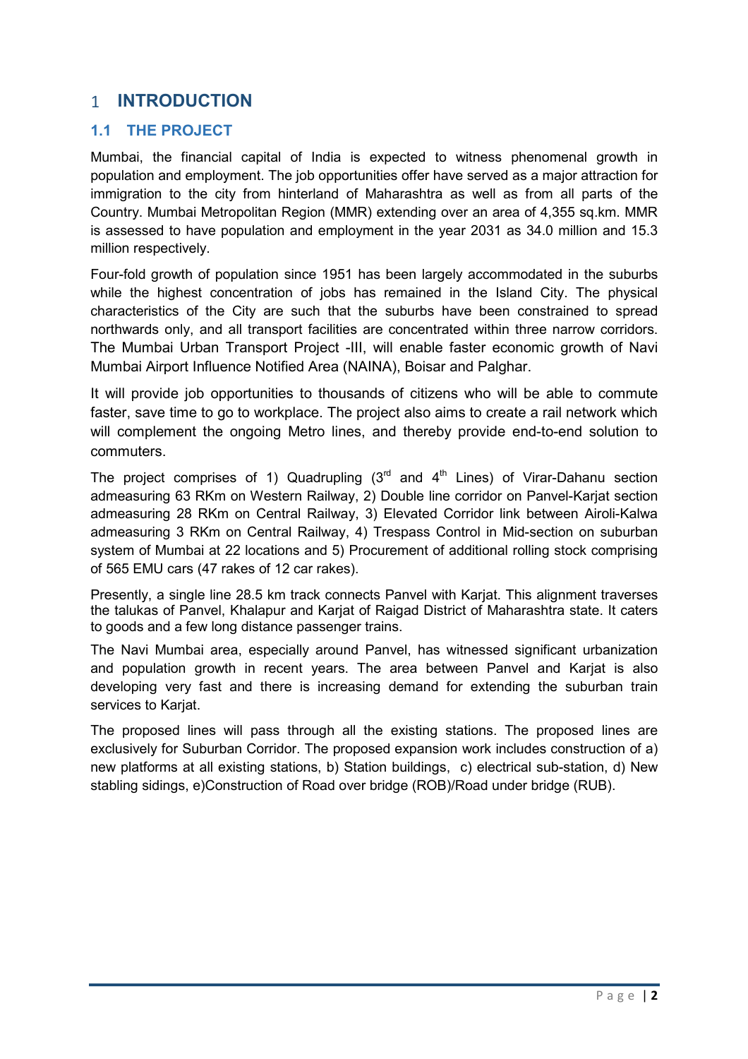# 1 INTRODUCTION

## 1.1 THE PROJECT

Mumbai, the financial capital of India is expected to witness phenomenal growth in population and employment. The job opportunities offer have served as a major attraction for immigration to the city from hinterland of Maharashtra as well as from all parts of the Country. Mumbai Metropolitan Region (MMR) extending over an area of 4,355 sq.km. MMR is assessed to have population and employment in the year 2031 as 34.0 million and 15.3 million respectively.

Four-fold growth of population since 1951 has been largely accommodated in the suburbs while the highest concentration of jobs has remained in the Island City. The physical characteristics of the City are such that the suburbs have been constrained to spread northwards only, and all transport facilities are concentrated within three narrow corridors. The Mumbai Urban Transport Project -III, will enable faster economic growth of Navi Mumbai Airport Influence Notified Area (NAINA), Boisar and Palghar.

It will provide job opportunities to thousands of citizens who will be able to commute faster, save time to go to workplace. The project also aims to create a rail network which will complement the ongoing Metro lines, and thereby provide end-to-end solution to commuters.

The project comprises of 1) Quadrupling (3rd and 4th Lines) of Virar-Dahanu section admeasuring 63 RKm on Western Railway, 2) Double line corridor on Panvel-Karjat section admeasuring 28 RKm on Central Railway, 3) Elevated Corridor link between Airoli-Kalwa admeasuring 3 RKm on Central Railway, 4) Trespass Control in Mid-section on suburban system of Mumbai at 22 locations and 5) Procurement of additional rolling stock comprising of 565 EMU cars (47 rakes of 12 car rakes).

Presently, a single line 28.5 km track connects Panvel with Karjat. This alignment traverses the talukas of Panvel, Khalapur and Karjat of Raigad District of Maharashtra state. It caters to goods and a few long distance passenger trains.

The Navi Mumbai area, especially around Panvel, has witnessed significant urbanization and population growth in recent years. The area between Panvel and Karjat is also developing very fast and there is increasing demand for extending the suburban train services to Karjat.

The proposed lines will pass through all the existing stations. The proposed lines are exclusively for Suburban Corridor. The proposed expansion work includes construction of a) new platforms at all existing stations, b) Station buildings, c) electrical sub-station, d) New stabling sidings, e)Construction of Road over bridge (ROB)/Road under bridge (RUB).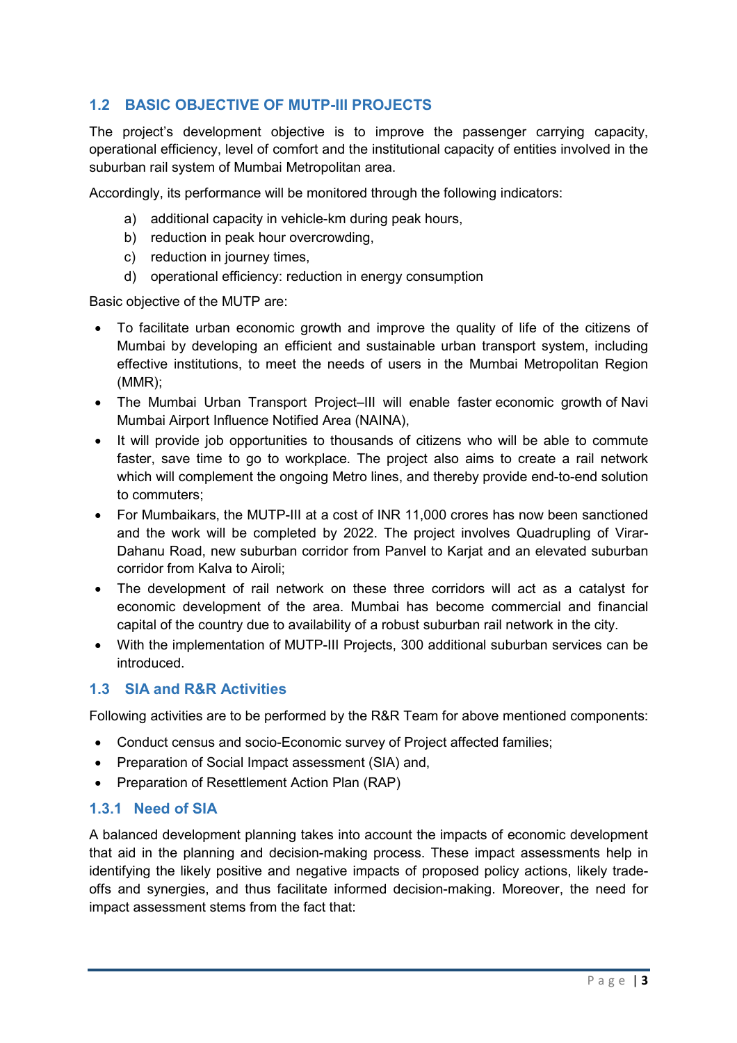## 1.2 BASIC OBJECTIVE OF MUTP-III PROJECTS

The project's development objective is to improve the passenger carrying capacity, operational efficiency, level of comfort and the institutional capacity of entities involved in the suburban rail system of Mumbai Metropolitan area.

Accordingly, its performance will be monitored through the following indicators:

a) additional capacity in vehicle-km during peak hours,
b) reduction in peak hour overcrowding,
c) reduction in journey times,
d) operational efficiency: reduction in energy consumption

Basic objective of the MUTP are:

- To facilitate urban economic growth and improve the quality of life of the citizens of Mumbai by developing an efficient and sustainable urban transport system, including effective institutions, to meet the needs of users in the Mumbai Metropolitan Region (MMR);
- The Mumbai Urban Transport Project–III will enable faster economic growth of Navi Mumbai Airport Influence Notified Area (NAINA),
- It will provide job opportunities to thousands of citizens who will be able to commute faster, save time to go to workplace. The project also aims to create a rail network which will complement the ongoing Metro lines, and thereby provide end-to-end solution to commuters;
- For Mumbaikars, the MUTP-III at a cost of INR 11,000 crores has now been sanctioned and the work will be completed by 2022. The project involves Quadrupling of Virar-Dahanu Road, new suburban corridor from Panvel to Karjat and an elevated suburban corridor from Kalva to Airoli;
- The development of rail network on these three corridors will act as a catalyst for economic development of the area. Mumbai has become commercial and financial capital of the country due to availability of a robust suburban rail network in the city.
- With the implementation of MUTP-III Projects, 300 additional suburban services can be introduced.

## 1.3 SIA and R&R Activities

Following activities are to be performed by the R&R Team for above mentioned components:

- Conduct census and socio-Economic survey of Project affected families;
- Preparation of Social Impact assessment (SIA) and,
- Preparation of Resettlement Action Plan (RAP)

### 1.3.1 Need of SIA

A balanced development planning takes into account the impacts of economic development that aid in the planning and decision-making process. These impact assessments help in identifying the likely positive and negative impacts of proposed policy actions, likely trade-offs and synergies, and thus facilitate informed decision-making. Moreover, the need for impact assessment stems from the fact that: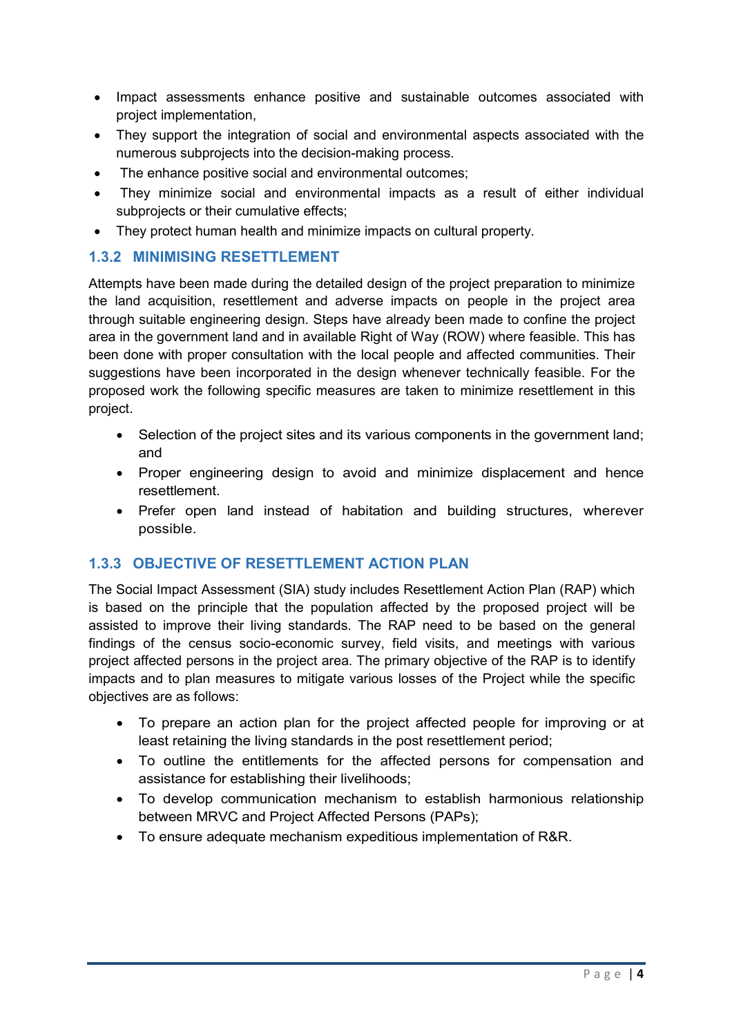- Impact assessments enhance positive and sustainable outcomes associated with project implementation,
- They support the integration of social and environmental aspects associated with the numerous subprojects into the decision-making process.
- The enhance positive social and environmental outcomes;
- They minimize social and environmental impacts as a result of either individual subprojects or their cumulative effects;
- They protect human health and minimize impacts on cultural property.

### 1.3.2 MINIMISING RESETTLEMENT

Attempts have been made during the detailed design of the project preparation to minimize the land acquisition, resettlement and adverse impacts on people in the project area through suitable engineering design. Steps have already been made to confine the project area in the government land and in available Right of Way (ROW) where feasible. This has been done with proper consultation with the local people and affected communities. Their suggestions have been incorporated in the design whenever technically feasible. For the proposed work the following specific measures are taken to minimize resettlement in this project.

- Selection of the project sites and its various components in the government land; and
- Proper engineering design to avoid and minimize displacement and hence resettlement.
- Prefer open land instead of habitation and building structures, wherever possible.

### 1.3.3 OBJECTIVE OF RESETTLEMENT ACTION PLAN

The Social Impact Assessment (SIA) study includes Resettlement Action Plan (RAP) which is based on the principle that the population affected by the proposed project will be assisted to improve their living standards. The RAP need to be based on the general findings of the census socio-economic survey, field visits, and meetings with various project affected persons in the project area. The primary objective of the RAP is to identify impacts and to plan measures to mitigate various losses of the Project while the specific objectives are as follows:

- To prepare an action plan for the project affected people for improving or at least retaining the living standards in the post resettlement period;
- To outline the entitlements for the affected persons for compensation and assistance for establishing their livelihoods;
- To develop communication mechanism to establish harmonious relationship between MRVC and Project Affected Persons (PAPs);
- To ensure adequate mechanism expeditious implementation of R&R.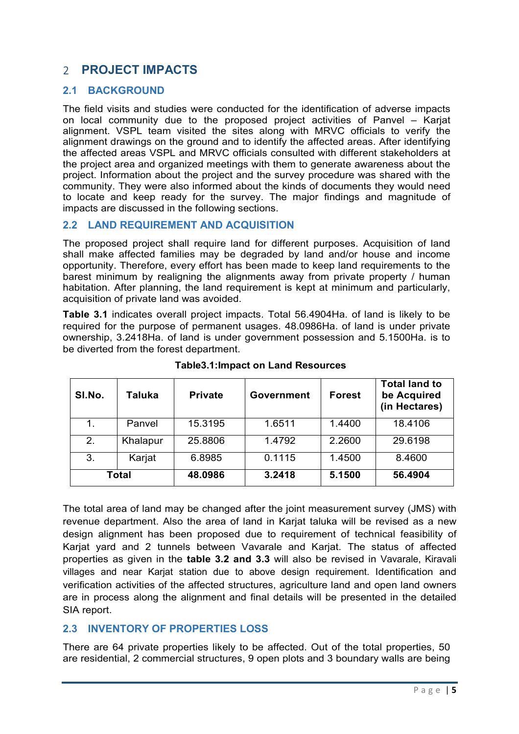# 2 PROJECT IMPACTS

## 2.1 BACKGROUND

The field visits and studies were conducted for the identification of adverse impacts on local community due to the proposed project activities of Panvel – Karjat alignment. VSPL team visited the sites along with MRVC officials to verify the alignment drawings on the ground and to identify the affected areas. After identifying the affected areas VSPL and MRVC officials consulted with different stakeholders at the project area and organized meetings with them to generate awareness about the project. Information about the project and the survey procedure was shared with the community. They were also informed about the kinds of documents they would need to locate and keep ready for the survey. The major findings and magnitude of impacts are discussed in the following sections.

## 2.2 LAND REQUIREMENT AND ACQUISITION

The proposed project shall require land for different purposes. Acquisition of land shall make affected families may be degraded by land and/or house and income opportunity. Therefore, every effort has been made to keep land requirements to the barest minimum by realigning the alignments away from private property / human habitation. After planning, the land requirement is kept at minimum and particularly, acquisition of private land was avoided.

**Table 3.1** indicates overall project impacts. Total 56.4904Ha. of land is likely to be required for the purpose of permanent usages. 48.0986Ha. of land is under private ownership, 3.2418Ha. of land is under government possession and 5.1500Ha. is to be diverted from the forest department.

**Table3.1:Impact on Land Resources**

| Sl.No. | Taluka | Private | Government | Forest | Total land to be Acquired (in Hectares) |
|---|---|---|---|---|---|
| 1. | Panvel | 15.3195 | 1.6511 | 1.4400 | 18.4106 |
| 2. | Khalapur | 25.8806 | 1.4792 | 2.2600 | 29.6198 |
| 3. | Karjat | 6.8985 | 0.1115 | 1.4500 | 8.4600 |
| **Total** | | **48.0986** | **3.2418** | **5.1500** | **56.4904** |

The total area of land may be changed after the joint measurement survey (JMS) with revenue department. Also the area of land in Karjat taluka will be revised as a new design alignment has been proposed due to requirement of technical feasibility of Karjat yard and 2 tunnels between Vavarale and Karjat. The status of affected properties as given in the **table 3.2 and 3.3** will also be revised in Vavarale, Kiravali villages and near Karjat station due to above design requirement. Identification and verification activities of the affected structures, agriculture land and open land owners are in process along the alignment and final details will be presented in the detailed SIA report.

## 2.3 INVENTORY OF PROPERTIES LOSS

There are 64 private properties likely to be affected. Out of the total properties, 50 are residential, 2 commercial structures, 9 open plots and 3 boundary walls are being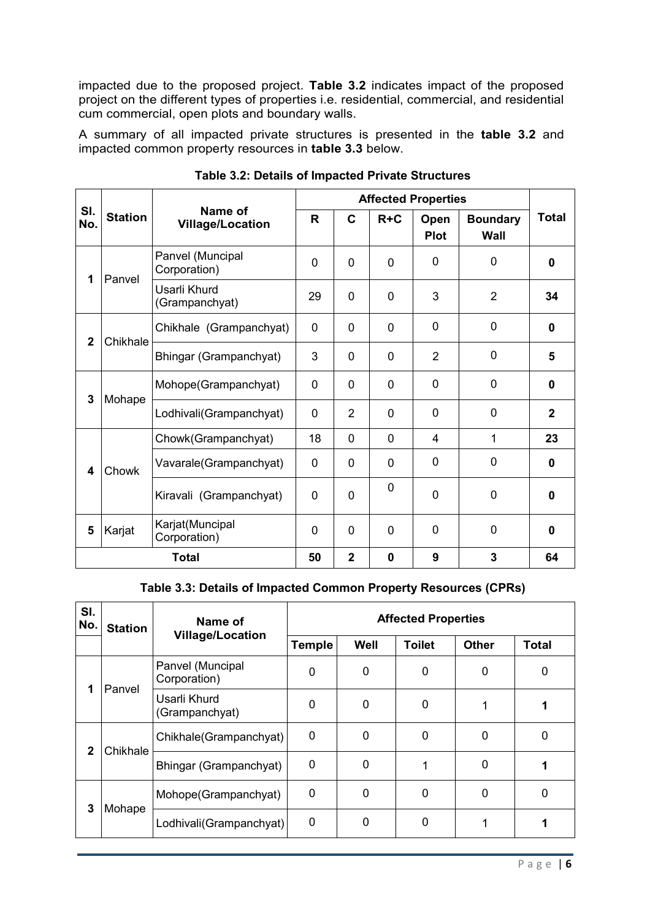impacted due to the proposed project. **Table 3.2** indicates impact of the proposed project on the different types of properties i.e. residential, commercial, and residential cum commercial, open plots and boundary walls.

A summary of all impacted private structures is presented in the **table 3.2** and impacted common property resources in **table 3.3** below.

**Table 3.2: Details of Impacted Private Structures**

| Sl. No. | Station | Name of Village/Location | Affected Properties | | | | | Total |
|---|---|---|---|---|---|---|---|---|
| | | | R | C | R+C | Open Plot | Boundary Wall | |
| 1 | Panvel | Panvel (Muncipal Corporation) | 0 | 0 | 0 | 0 | 0 | **0** |
| | | Usarli Khurd (Grampanchyat) | 29 | 0 | 0 | 3 | 2 | **34** |
| 2 | Chikhale | Chikhale (Grampanchyat) | 0 | 0 | 0 | 0 | 0 | **0** |
| | | Bhingar (Grampanchyat) | 3 | 0 | 0 | 2 | 0 | **5** |
| 3 | Mohape | Mohope(Grampanchyat) | 0 | 0 | 0 | 0 | 0 | **0** |
| | | Lodhivali(Grampanchyat) | 0 | 2 | 0 | 0 | 0 | **2** |
| 4 | Chowk | Chowk(Grampanchyat) | 18 | 0 | 0 | 4 | 1 | **23** |
| | | Vavarale(Grampanchyat) | 0 | 0 | 0 | 0 | 0 | **0** |
| | | Kiravali (Grampanchyat) | 0 | 0 | 0 | 0 | 0 | **0** |
| 5 | Karjat | Karjat(Muncipal Corporation) | 0 | 0 | 0 | 0 | 0 | **0** |
| **Total** | | | **50** | **2** | **0** | **9** | **3** | **64** |

**Table 3.3: Details of Impacted Common Property Resources (CPRs)**

| Sl. No. | Station | Name of Village/Location | Affected Properties | | | | |
|---|---|---|---|---|---|---|---|
| | | | Temple | Well | Toilet | Other | Total |
| 1 | Panvel | Panvel (Muncipal Corporation) | 0 | 0 | 0 | 0 | 0 |
| | | Usarli Khurd (Grampanchyat) | 0 | 0 | 0 | 1 | **1** |
| 2 | Chikhale | Chikhale(Grampanchyat) | 0 | 0 | 0 | 0 | 0 |
| | | Bhingar (Grampanchyat) | 0 | 0 | 1 | 0 | **1** |
| 3 | Mohape | Mohope(Grampanchyat) | 0 | 0 | 0 | 0 | 0 |
| | | Lodhivali(Grampanchyat) | 0 | 0 | 0 | 1 | **1** |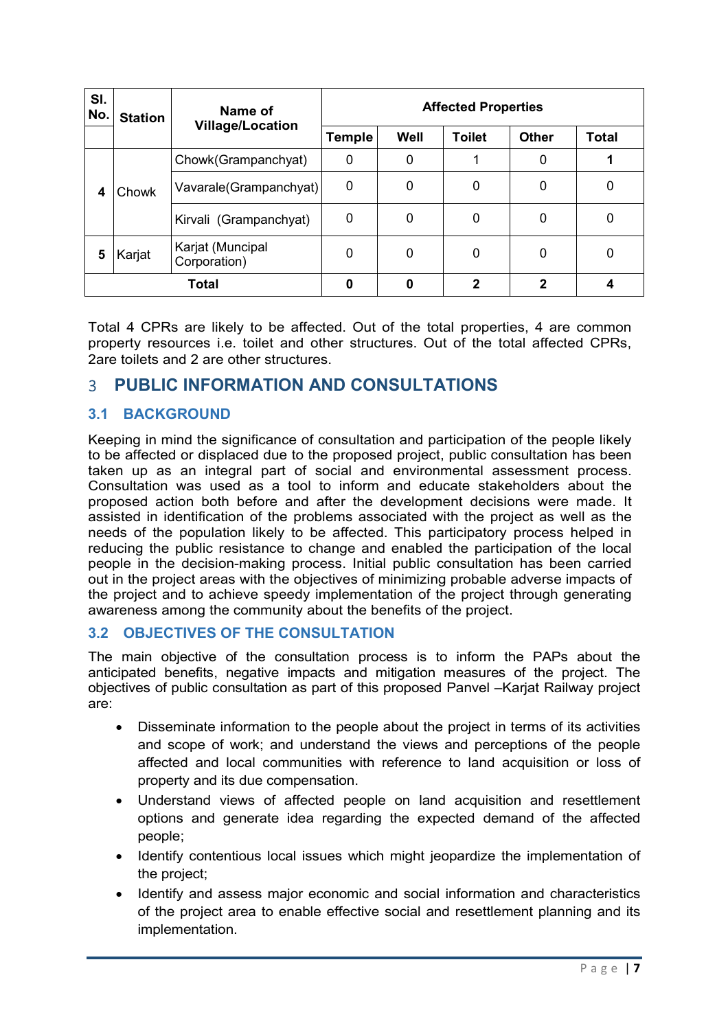| Sl. No. | Station | Name of Village/Location | Affected Properties | | | | |
|---|---|---|---|---|---|---|---|
| | | | Temple | Well | Toilet | Other | Total |
| 4 | Chowk | Chowk(Grampanchyat) | 0 | 0 | 1 | 0 | **1** |
| | | Vavarale(Grampanchyat) | 0 | 0 | 0 | 0 | 0 |
| | | Kirvali (Grampanchyat) | 0 | 0 | 0 | 0 | 0 |
| 5 | Karjat | Karjat (Muncipal Corporation) | 0 | 0 | 0 | 0 | 0 |
| **Total** | | | **0** | **0** | **2** | **2** | **4** |

Total 4 CPRs are likely to be affected. Out of the total properties, 4 are common property resources i.e. toilet and other structures. Out of the total affected CPRs, 2are toilets and 2 are other structures.

# 3 PUBLIC INFORMATION AND CONSULTATIONS

## 3.1 BACKGROUND

Keeping in mind the significance of consultation and participation of the people likely to be affected or displaced due to the proposed project, public consultation has been taken up as an integral part of social and environmental assessment process. Consultation was used as a tool to inform and educate stakeholders about the proposed action both before and after the development decisions were made. It assisted in identification of the problems associated with the project as well as the needs of the population likely to be affected. This participatory process helped in reducing the public resistance to change and enabled the participation of the local people in the decision-making process. Initial public consultation has been carried out in the project areas with the objectives of minimizing probable adverse impacts of the project and to achieve speedy implementation of the project through generating awareness among the community about the benefits of the project.

## 3.2 OBJECTIVES OF THE CONSULTATION

The main objective of the consultation process is to inform the PAPs about the anticipated benefits, negative impacts and mitigation measures of the project. The objectives of public consultation as part of this proposed Panvel –Karjat Railway project are:

- Disseminate information to the people about the project in terms of its activities and scope of work; and understand the views and perceptions of the people affected and local communities with reference to land acquisition or loss of property and its due compensation.
- Understand views of affected people on land acquisition and resettlement options and generate idea regarding the expected demand of the affected people;
- Identify contentious local issues which might jeopardize the implementation of the project;
- Identify and assess major economic and social information and characteristics of the project area to enable effective social and resettlement planning and its implementation.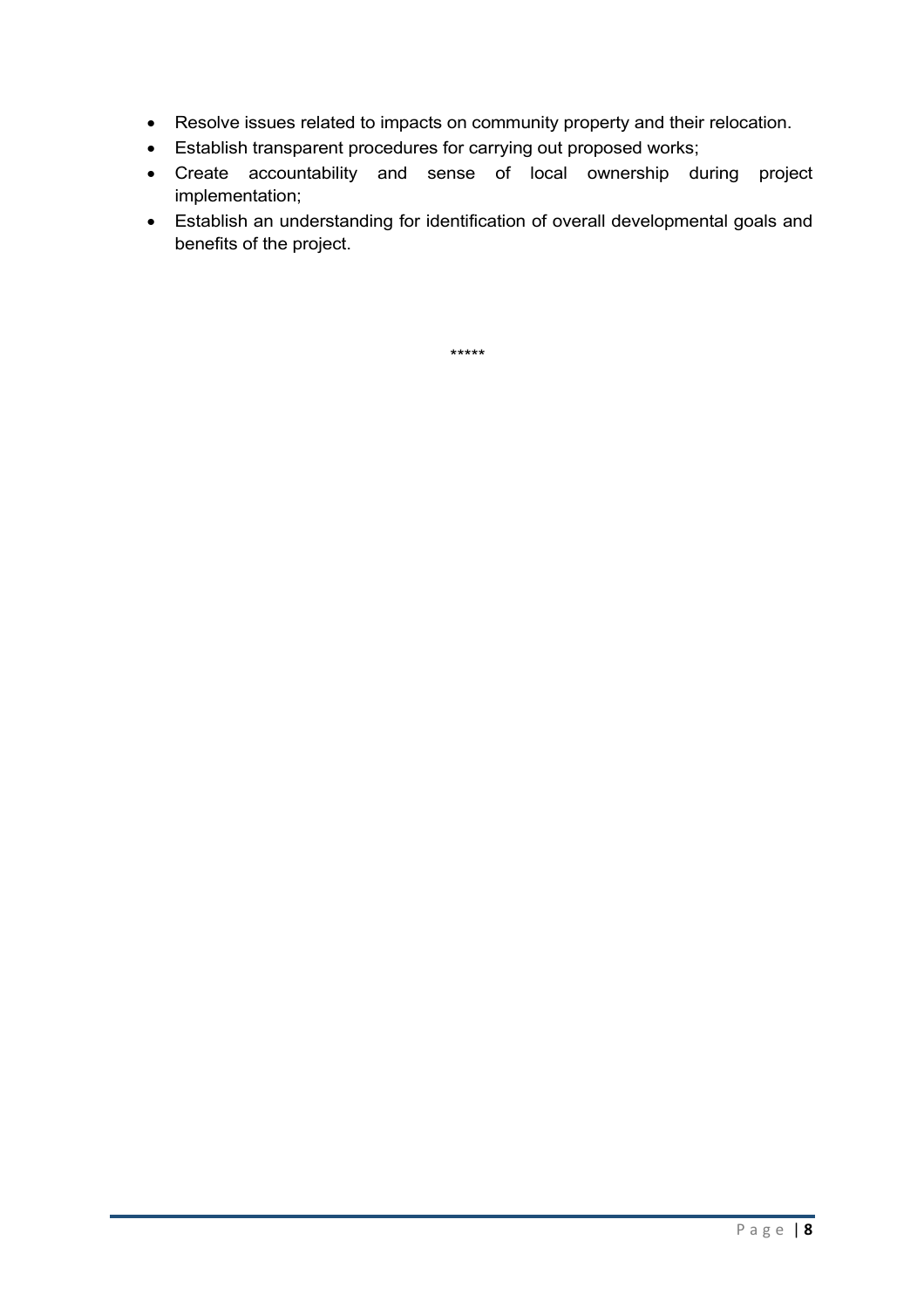- Resolve issues related to impacts on community property and their relocation.
- Establish transparent procedures for carrying out proposed works;
- Create accountability and sense of local ownership during project implementation;
- Establish an understanding for identification of overall developmental goals and benefits of the project.

*****